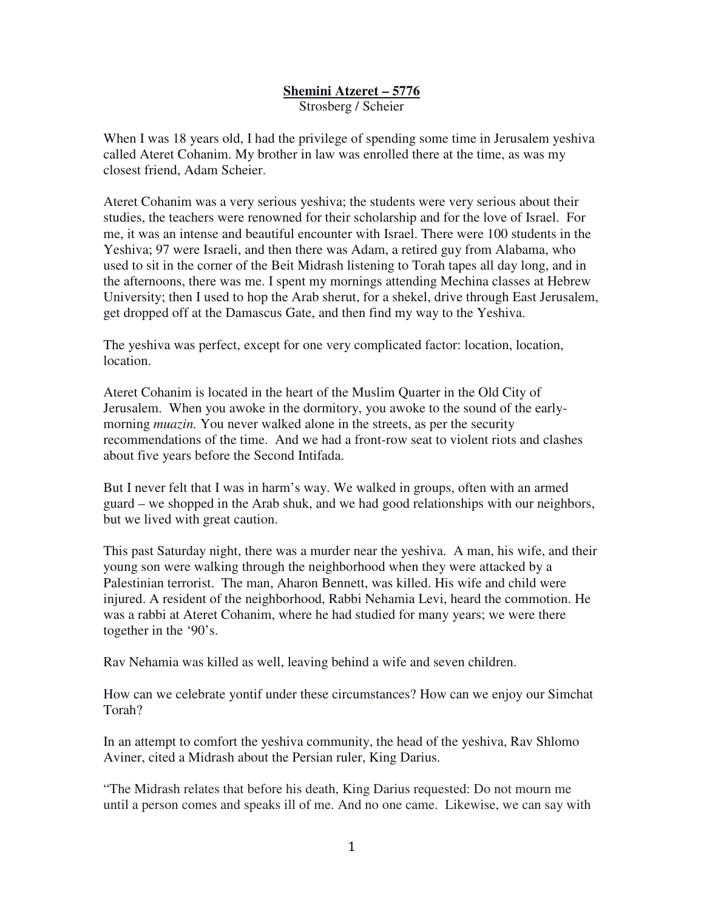# **Shemini Atzeret – 5776**

Strosberg / Scheier

When I was 18 years old, I had the privilege of spending some time in Jerusalem yeshiva called Ateret Cohanim. My brother in law was enrolled there at the time, as was my closest friend, Adam Scheier.

Ateret Cohanim was a very serious yeshiva; the students were very serious about their studies, the teachers were renowned for their scholarship and for the love of Israel. For me, it was an intense and beautiful encounter with Israel. There were 100 students in the Yeshiva; 97 were Israeli, and then there was Adam, a retired guy from Alabama, who used to sit in the corner of the Beit Midrash listening to Torah tapes all day long, and in the afternoons, there was me. I spent my mornings attending Mechina classes at Hebrew University; then I used to hop the Arab sherut, for a shekel, drive through East Jerusalem, get dropped off at the Damascus Gate, and then find my way to the Yeshiva.

The yeshiva was perfect, except for one very complicated factor: location, location, location.

Ateret Cohanim is located in the heart of the Muslim Quarter in the Old City of Jerusalem. When you awoke in the dormitory, you awoke to the sound of the early-morning *muazin.* You never walked alone in the streets, as per the security recommendations of the time. And we had a front-row seat to violent riots and clashes about five years before the Second Intifada.

But I never felt that I was in harm's way. We walked in groups, often with an armed guard – we shopped in the Arab shuk, and we had good relationships with our neighbors, but we lived with great caution.

This past Saturday night, there was a murder near the yeshiva. A man, his wife, and their young son were walking through the neighborhood when they were attacked by a Palestinian terrorist. The man, Aharon Bennett, was killed. His wife and child were injured. A resident of the neighborhood, Rabbi Nehamia Levi, heard the commotion. He was a rabbi at Ateret Cohanim, where he had studied for many years; we were there together in the '90's.

Rav Nehamia was killed as well, leaving behind a wife and seven children.

How can we celebrate yontif under these circumstances? How can we enjoy our Simchat Torah?

In an attempt to comfort the yeshiva community, the head of the yeshiva, Rav Shlomo Aviner, cited a Midrash about the Persian ruler, King Darius.

"The Midrash relates that before his death, King Darius requested: Do not mourn me until a person comes and speaks ill of me. And no one came. Likewise, we can say with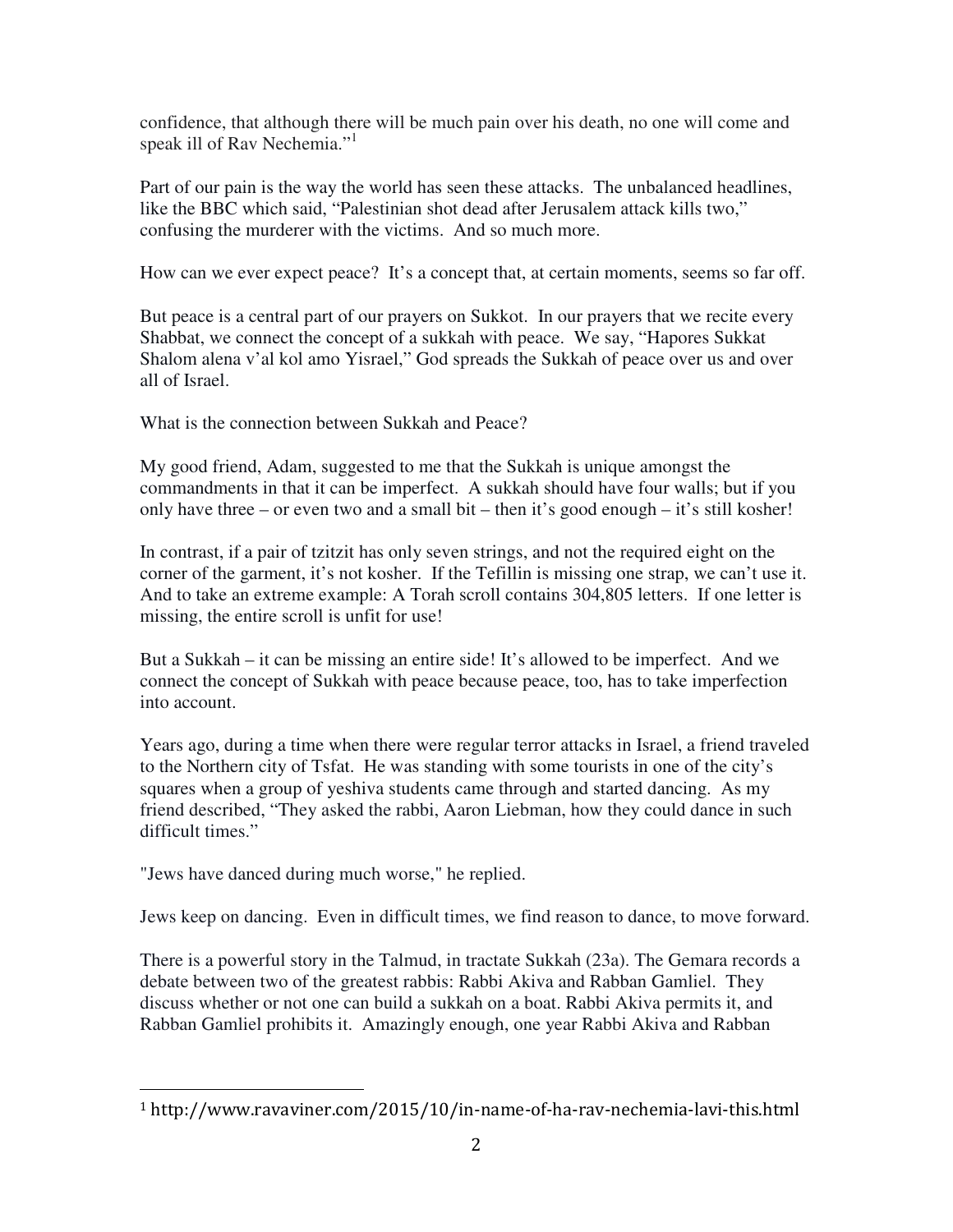confidence, that although there will be much pain over his death, no one will come and speak ill of Rav Nechemia."[1]

Part of our pain is the way the world has seen these attacks. The unbalanced headlines, like the BBC which said, "Palestinian shot dead after Jerusalem attack kills two," confusing the murderer with the victims. And so much more.

How can we ever expect peace? It's a concept that, at certain moments, seems so far off.

But peace is a central part of our prayers on Sukkot. In our prayers that we recite every Shabbat, we connect the concept of a sukkah with peace. We say, "Hapores Sukkat Shalom alena v'al kol amo Yisrael," God spreads the Sukkah of peace over us and over all of Israel.

What is the connection between Sukkah and Peace?

My good friend, Adam, suggested to me that the Sukkah is unique amongst the commandments in that it can be imperfect. A sukkah should have four walls; but if you only have three – or even two and a small bit – then it's good enough – it's still kosher!

In contrast, if a pair of tzitzit has only seven strings, and not the required eight on the corner of the garment, it's not kosher. If the Tefillin is missing one strap, we can't use it. And to take an extreme example: A Torah scroll contains 304,805 letters. If one letter is missing, the entire scroll is unfit for use!

But a Sukkah – it can be missing an entire side! It's allowed to be imperfect. And we connect the concept of Sukkah with peace because peace, too, has to take imperfection into account.

Years ago, during a time when there were regular terror attacks in Israel, a friend traveled to the Northern city of Tsfat. He was standing with some tourists in one of the city's squares when a group of yeshiva students came through and started dancing. As my friend described, "They asked the rabbi, Aaron Liebman, how they could dance in such difficult times."

"Jews have danced during much worse," he replied.

Jews keep on dancing. Even in difficult times, we find reason to dance, to move forward.

There is a powerful story in the Talmud, in tractate Sukkah (23a). The Gemara records a debate between two of the greatest rabbis: Rabbi Akiva and Rabban Gamliel. They discuss whether or not one can build a sukkah on a boat. Rabbi Akiva permits it, and Rabban Gamliel prohibits it. Amazingly enough, one year Rabbi Akiva and Rabban

---

[1] http://www.ravaviner.com/2015/10/in-name-of-ha-rav-nechemia-lavi-this.html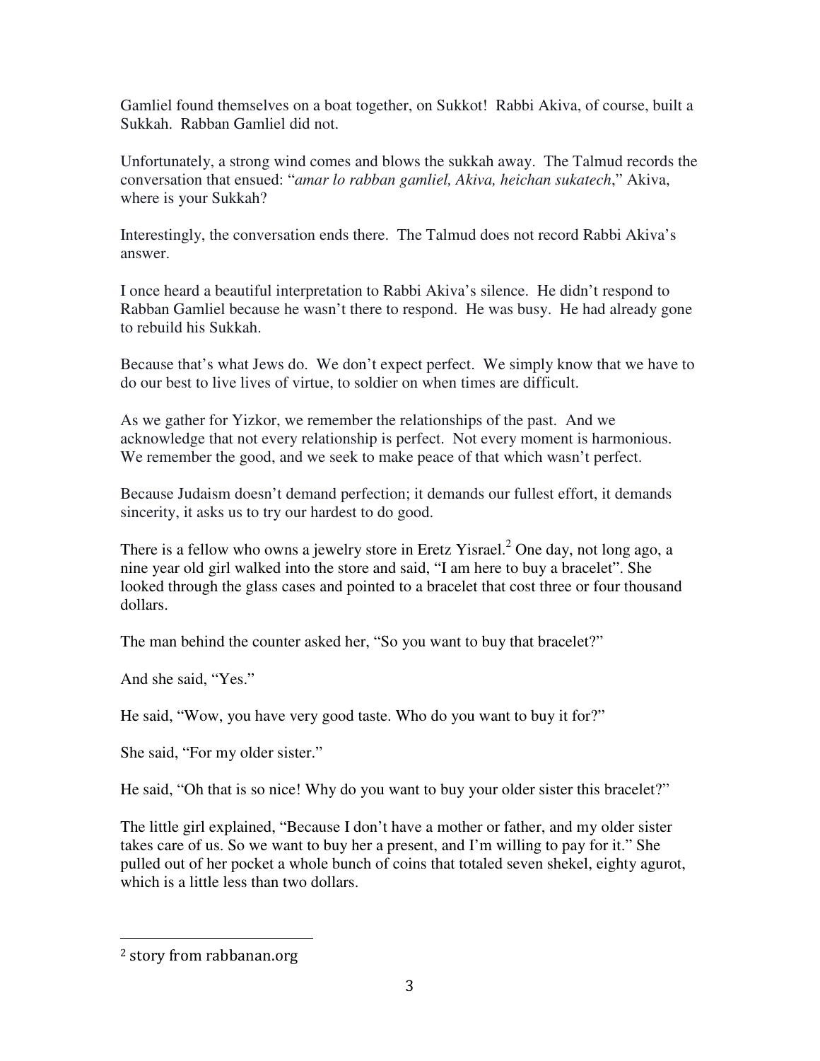Gamliel found themselves on a boat together, on Sukkot! Rabbi Akiva, of course, built a Sukkah. Rabban Gamliel did not.

Unfortunately, a strong wind comes and blows the sukkah away. The Talmud records the conversation that ensued: "*amar lo rabban gamliel, Akiva, heichan sukatech*," Akiva, where is your Sukkah?

Interestingly, the conversation ends there. The Talmud does not record Rabbi Akiva's answer.

I once heard a beautiful interpretation to Rabbi Akiva's silence. He didn't respond to Rabban Gamliel because he wasn't there to respond. He was busy. He had already gone to rebuild his Sukkah.

Because that's what Jews do. We don't expect perfect. We simply know that we have to do our best to live lives of virtue, to soldier on when times are difficult.

As we gather for Yizkor, we remember the relationships of the past. And we acknowledge that not every relationship is perfect. Not every moment is harmonious. We remember the good, and we seek to make peace of that which wasn't perfect.

Because Judaism doesn't demand perfection; it demands our fullest effort, it demands sincerity, it asks us to try our hardest to do good.

There is a fellow who owns a jewelry store in Eretz Yisrael.[2] One day, not long ago, a nine year old girl walked into the store and said, "I am here to buy a bracelet". She looked through the glass cases and pointed to a bracelet that cost three or four thousand dollars.

The man behind the counter asked her, "So you want to buy that bracelet?"

And she said, "Yes."

He said, "Wow, you have very good taste. Who do you want to buy it for?"

She said, "For my older sister."

He said, "Oh that is so nice! Why do you want to buy your older sister this bracelet?"

The little girl explained, "Because I don't have a mother or father, and my older sister takes care of us. So we want to buy her a present, and I'm willing to pay for it." She pulled out of her pocket a whole bunch of coins that totaled seven shekel, eighty agurot, which is a little less than two dollars.

---

[2] story from rabbanan.org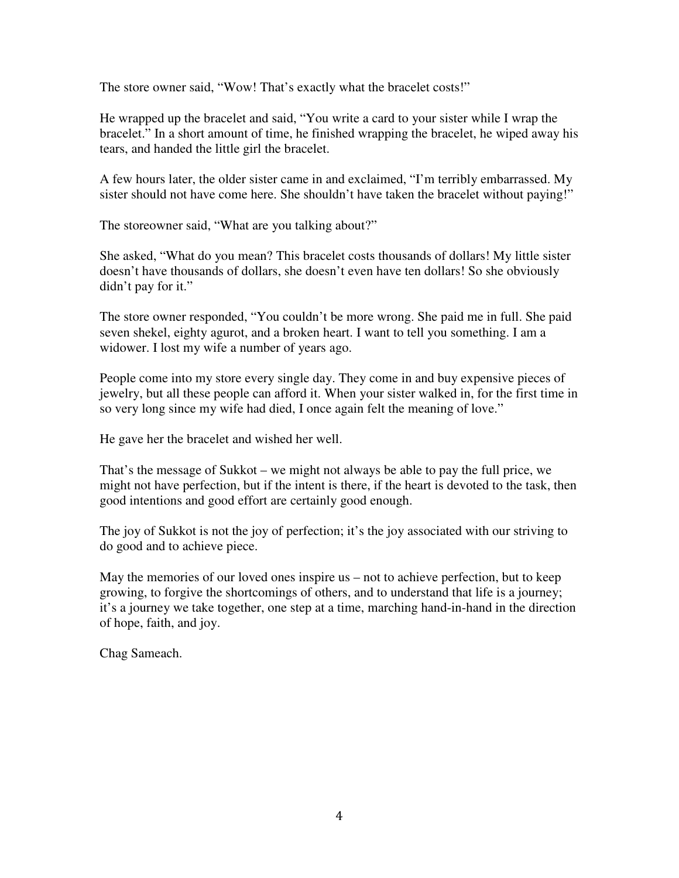The store owner said, “Wow! That’s exactly what the bracelet costs!”

He wrapped up the bracelet and said, “You write a card to your sister while I wrap the bracelet.” In a short amount of time, he finished wrapping the bracelet, he wiped away his tears, and handed the little girl the bracelet.

A few hours later, the older sister came in and exclaimed, “I’m terribly embarrassed. My sister should not have come here. She shouldn’t have taken the bracelet without paying!”

The storeowner said, “What are you talking about?”

She asked, “What do you mean? This bracelet costs thousands of dollars! My little sister doesn’t have thousands of dollars, she doesn’t even have ten dollars! So she obviously didn’t pay for it.”

The store owner responded, “You couldn’t be more wrong. She paid me in full. She paid seven shekel, eighty agurot, and a broken heart. I want to tell you something. I am a widower. I lost my wife a number of years ago.

People come into my store every single day. They come in and buy expensive pieces of jewelry, but all these people can afford it. When your sister walked in, for the first time in so very long since my wife had died, I once again felt the meaning of love.”

He gave her the bracelet and wished her well.

That’s the message of Sukkot – we might not always be able to pay the full price, we might not have perfection, but if the intent is there, if the heart is devoted to the task, then good intentions and good effort are certainly good enough.

The joy of Sukkot is not the joy of perfection; it’s the joy associated with our striving to do good and to achieve piece.

May the memories of our loved ones inspire us – not to achieve perfection, but to keep growing, to forgive the shortcomings of others, and to understand that life is a journey; it’s a journey we take together, one step at a time, marching hand-in-hand in the direction of hope, faith, and joy.

Chag Sameach.